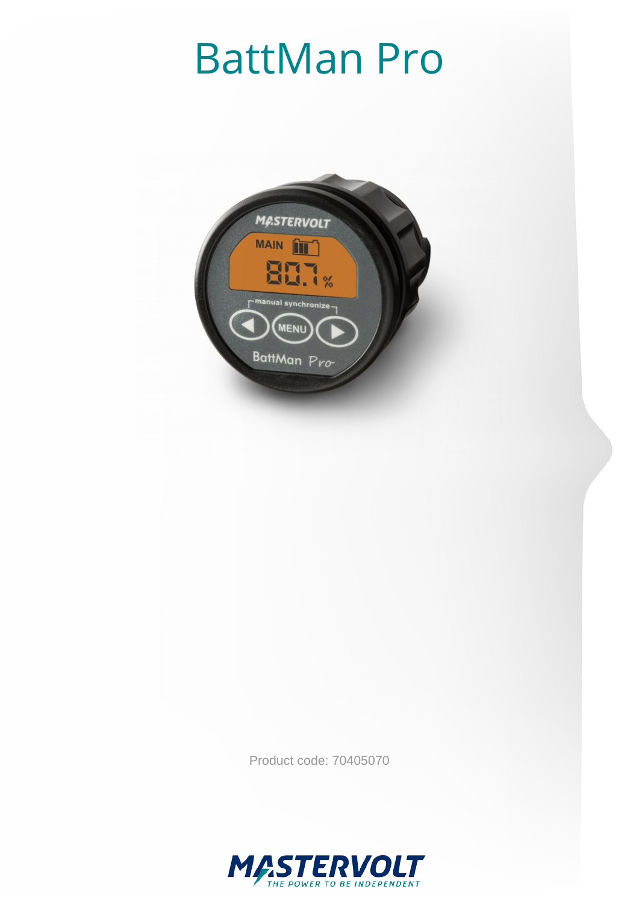# BattMan Pro

Product code: 70405070

MASTERVOLT
THE POWER TO BE INDEPENDENT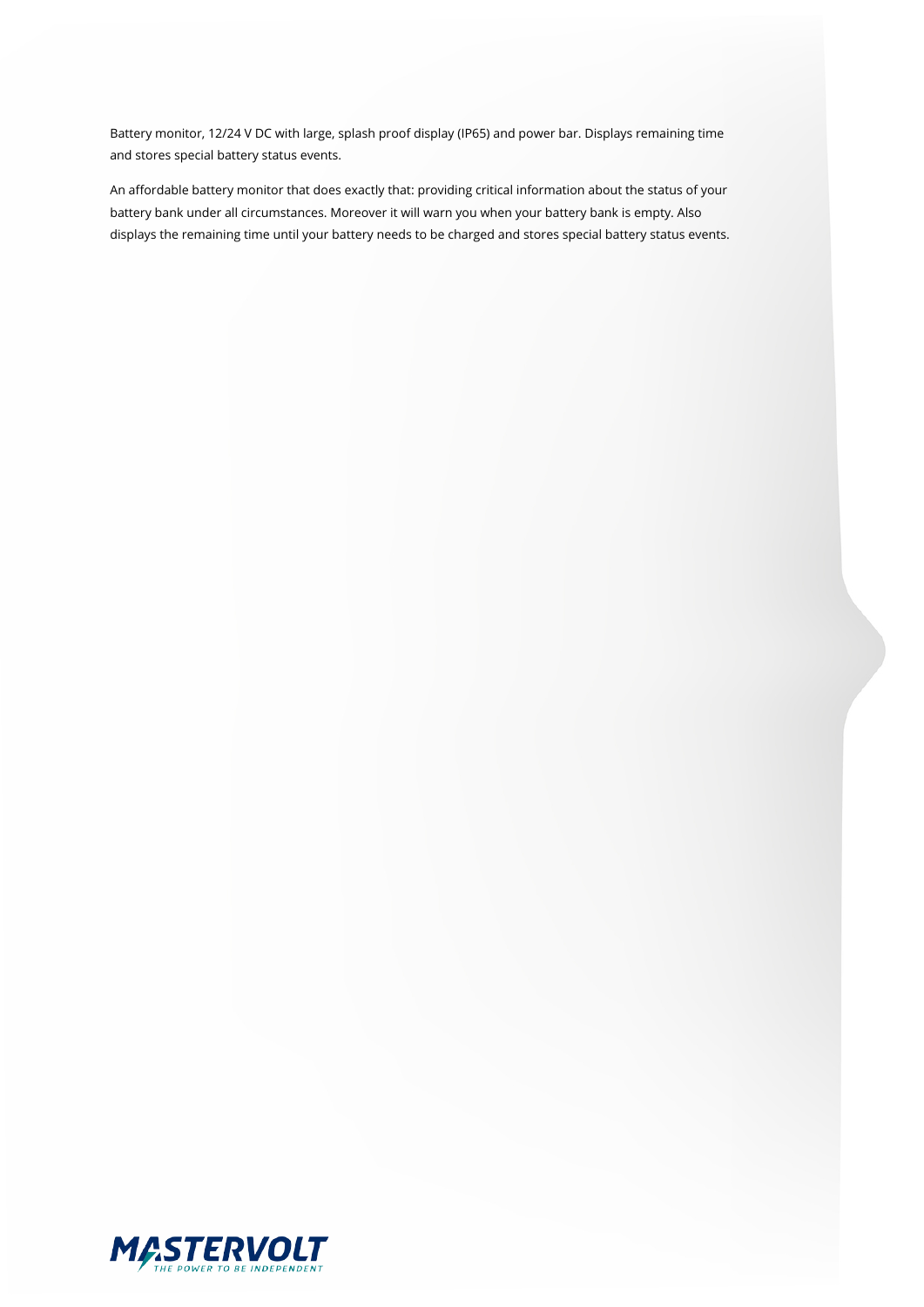Battery monitor, 12/24 V DC with large, splash proof display (IP65) and power bar. Displays remaining time and stores special battery status events.

An affordable battery monitor that does exactly that: providing critical information about the status of your battery bank under all circumstances. Moreover it will warn you when your battery bank is empty. Also displays the remaining time until your battery needs to be charged and stores special battery status events.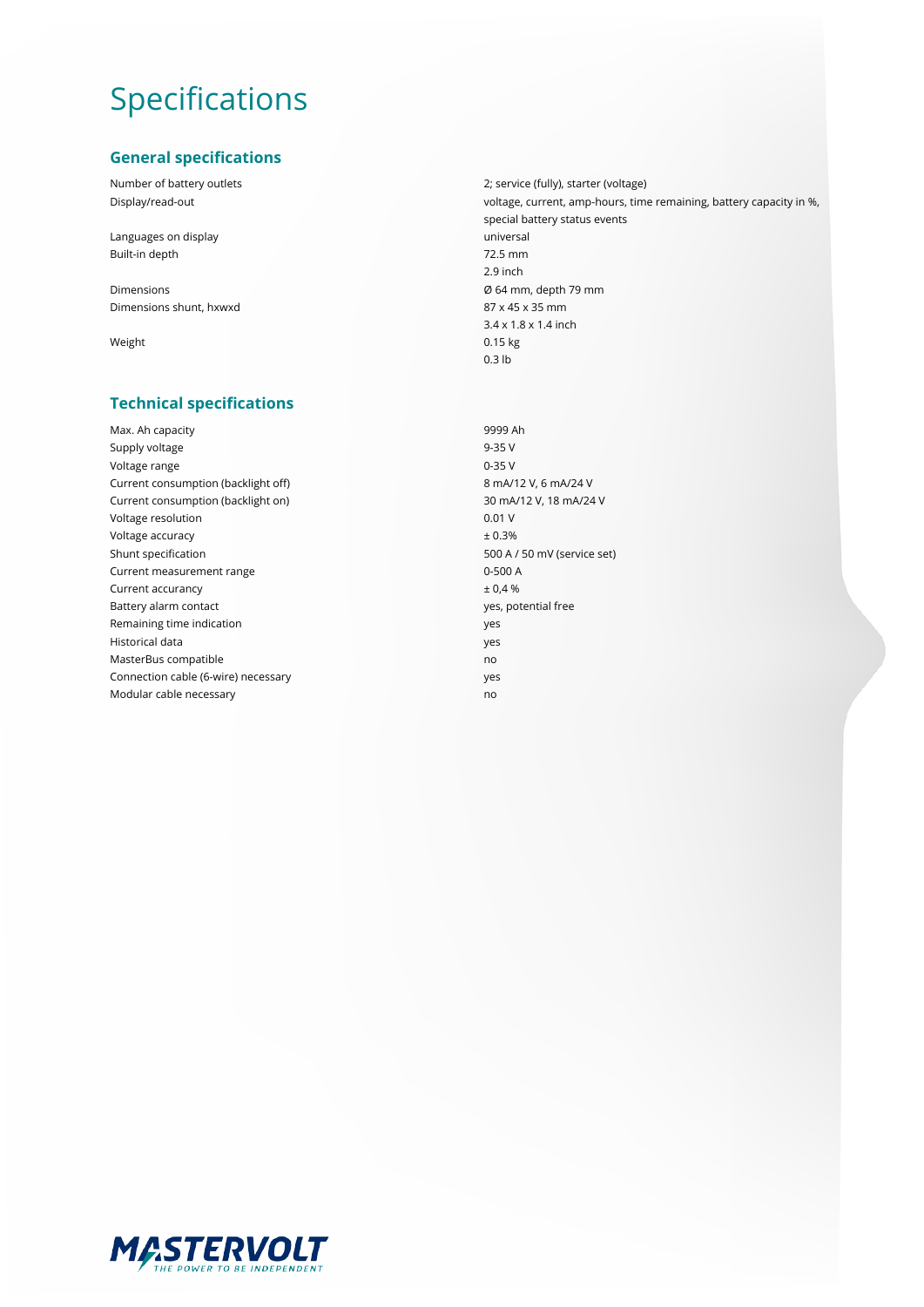# Specifications

## General specifications

| | |
|---|---|
| Number of battery outlets | 2; service (fully), starter (voltage) |
| Display/read-out | voltage, current, amp-hours, time remaining, battery capacity in %, special battery status events |
| Languages on display | universal |
| Built-in depth | 72.5 mm<br>2.9 inch |
| Dimensions | Ø 64 mm, depth 79 mm |
| Dimensions shunt, hxwxd | 87 x 45 x 35 mm<br>3.4 x 1.8 x 1.4 inch |
| Weight | 0.15 kg<br>0.3 lb |

## Technical specifications

| | |
|---|---|
| Max. Ah capacity | 9999 Ah |
| Supply voltage | 9-35 V |
| Voltage range | 0-35 V |
| Current consumption (backlight off) | 8 mA/12 V, 6 mA/24 V |
| Current consumption (backlight on) | 30 mA/12 V, 18 mA/24 V |
| Voltage resolution | 0.01 V |
| Voltage accuracy | ± 0.3% |
| Shunt specification | 500 A / 50 mV (service set) |
| Current measurement range | 0-500 A |
| Current accurancy | ± 0,4 % |
| Battery alarm contact | yes, potential free |
| Remaining time indication | yes |
| Historical data | yes |
| MasterBus compatible | no |
| Connection cable (6-wire) necessary | yes |
| Modular cable necessary | no |

MASTERVOLT
THE POWER TO BE INDEPENDENT